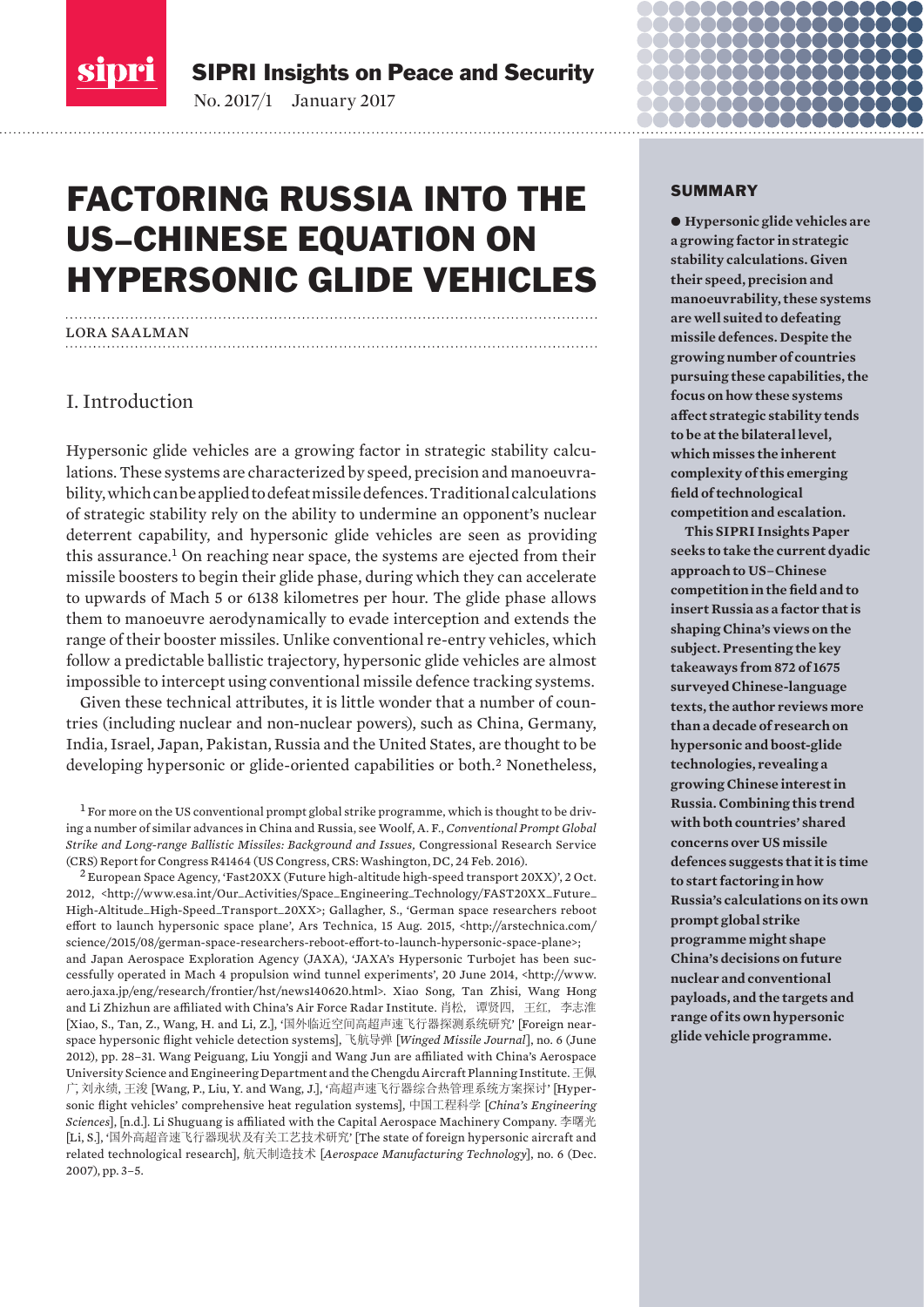SIPRI Insights on Peace and Security

No. 2017/1 January 2017

# FACTORING RUSSIA INTO THE US–CHINESE EQUATION ON HYPERSONIC GLIDE VEHICLES

LORA SAALMAN

## SUMMARY

**● Hypersonic glide vehicles are a growing factor in strategic stability calculations. Given their speed, precision and manoeuvrability, these systems are well suited to defeating missile defences. Despite the growing number of countries pursuing these capabilities, the focus on how these systems affect strategic stability tends to be at the bilateral level, which misses the inherent complexity of this emerging field of technological competition and escalation.**

**This SIPRI Insights Paper seeks to take the current dyadic approach to US–Chinese competition in the field and to insert Russia as a factor that is shaping China's views on the subject. Presenting the key takeaways from 872 of 1675 surveyed Chinese-language texts, the author reviews more than a decade of research on hypersonic and boost-glide technologies, revealing a growing Chinese interest in Russia. Combining this trend with both countries' shared concerns over US missile defences suggests that it is time to start factoring in how Russia's calculations on its own prompt global strike programme might shape China's decisions on future nuclear and conventional payloads, and the targets and range of its own hypersonic glide vehicle programme.**

## I. Introduction

Hypersonic glide vehicles are a growing factor in strategic stability calculations. These systems are characterized by speed, precision and manoeuvrability, which can be applied to defeat missile defences. Traditional calculations of strategic stability rely on the ability to undermine an opponent's nuclear deterrent capability, and hypersonic glide vehicles are seen as providing this assurance.[1] On reaching near space, the systems are ejected from their missile boosters to begin their glide phase, during which they can accelerate to upwards of Mach 5 or 6138 kilometres per hour. The glide phase allows them to manoeuvre aerodynamically to evade interception and extends the range of their booster missiles. Unlike conventional re-entry vehicles, which follow a predictable ballistic trajectory, hypersonic glide vehicles are almost impossible to intercept using conventional missile defence tracking systems.

Given these technical attributes, it is little wonder that a number of countries (including nuclear and non-nuclear powers), such as China, Germany, India, Israel, Japan, Pakistan, Russia and the United States, are thought to be developing hypersonic or glide-oriented capabilities or both.[2] Nonetheless,

[1] For more on the US conventional prompt global strike programme, which is thought to be driving a number of similar advances in China and Russia, see Woolf, A. F., *Conventional Prompt Global Strike and Long-range Ballistic Missiles: Background and Issues,* Congressional Research Service (CRS) Report for Congress R41464 (US Congress, CRS: Washington, DC, 24 Feb. 2016).

[2] European Space Agency, 'Fast20XX (Future high-altitude high-speed transport 20XX)', 2 Oct. 2012, <http://www.esa.int/Our_Activities/Space_Engineering_Technology/FAST20XX_Future_High-Altitude_High-Speed_Transport_20XX>; Gallagher, S., 'German space researchers reboot effort to launch hypersonic space plane', Ars Technica, 15 Aug. 2015, <http://arstechnica.com/science/2015/08/german-space-researchers-reboot-effort-to-launch-hypersonic-space-plane>; and Japan Aerospace Exploration Agency (JAXA), 'JAXA's Hypersonic Turbojet has been successfully operated in Mach 4 propulsion wind tunnel experiments', 20 June 2014, <http://www.aero.jaxa.jp/eng/research/frontier/hst/news140620.html>. Xiao Song, Tan Zhisi, Wang Hong and Li Zhizhun are affiliated with China's Air Force Radar Institute. 肖松，谭贤四，王红，李志淮 [Xiao, S., Tan, Z., Wang, H. and Li, Z.], '国外临近空间高超声速飞行器探测系统研究' [Foreign near-space hypersonic flight vehicle detection systems], 飞航导弹 [*Winged Missile Journal*], no. 6 (June 2012), pp. 28–31. Wang Peiguang, Liu Yongji and Wang Jun are affiliated with China's Aerospace University Science and Engineering Department and the Chengdu Aircraft Planning Institute. 王佩广, 刘永绩, 王浚 [Wang, P., Liu, Y. and Wang, J.], '高超声速飞行器综合热管理系统方案探讨' [Hypersonic flight vehicles' comprehensive heat regulation systems], 中国工程科学 [*China's Engineering Sciences*], [n.d.]. Li Shuguang is affiliated with the Capital Aerospace Machinery Company. 李曙光 [Li, S.], '国外高超音速飞行器现状及有关工艺技术研究' [The state of foreign hypersonic aircraft and related technological research], 航天制造技术 [*Aerospace Manufacturing Technology*], no. 6 (Dec. 2007), pp. 3–5.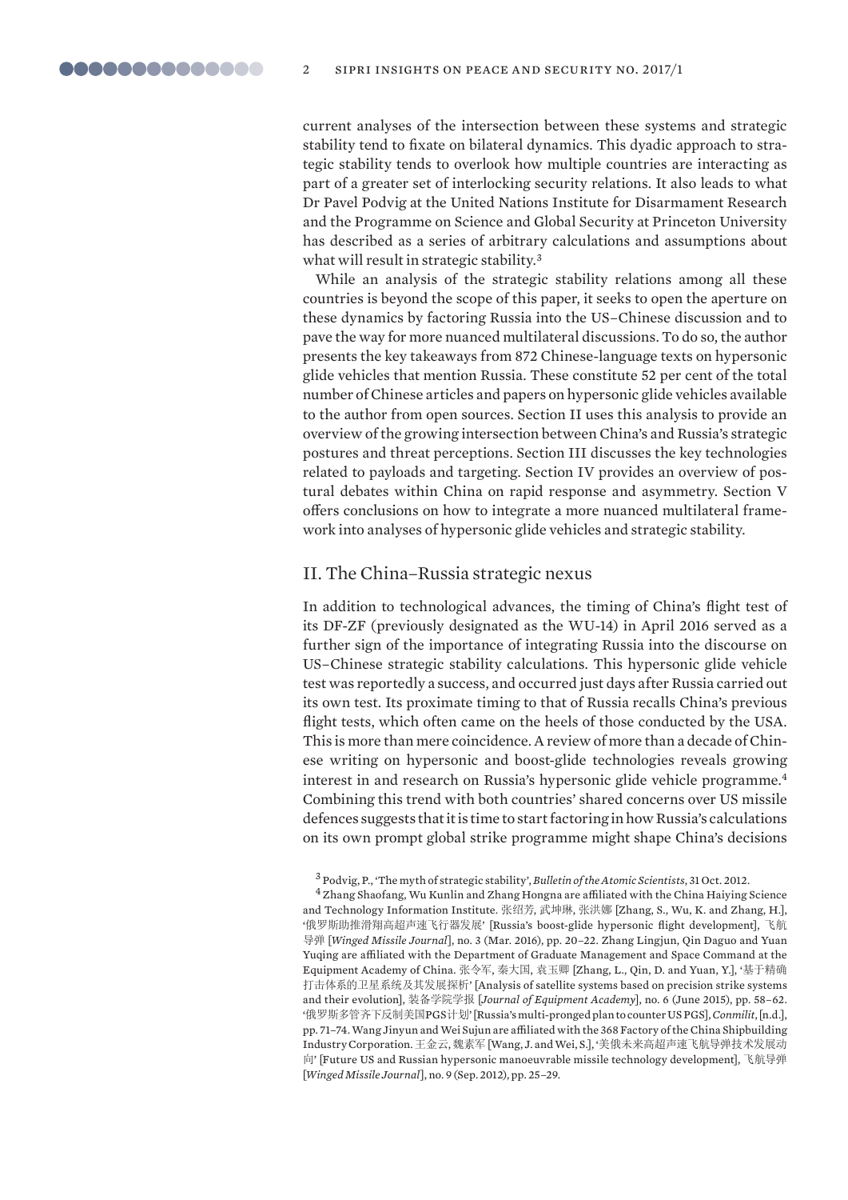current analyses of the intersection between these systems and strategic stability tend to fixate on bilateral dynamics. This dyadic approach to strategic stability tends to overlook how multiple countries are interacting as part of a greater set of interlocking security relations. It also leads to what Dr Pavel Podvig at the United Nations Institute for Disarmament Research and the Programme on Science and Global Security at Princeton University has described as a series of arbitrary calculations and assumptions about what will result in strategic stability.[3]

While an analysis of the strategic stability relations among all these countries is beyond the scope of this paper, it seeks to open the aperture on these dynamics by factoring Russia into the US–Chinese discussion and to pave the way for more nuanced multilateral discussions. To do so, the author presents the key takeaways from 872 Chinese-language texts on hypersonic glide vehicles that mention Russia. These constitute 52 per cent of the total number of Chinese articles and papers on hypersonic glide vehicles available to the author from open sources. Section II uses this analysis to provide an overview of the growing intersection between China's and Russia's strategic postures and threat perceptions. Section III discusses the key technologies related to payloads and targeting. Section IV provides an overview of postural debates within China on rapid response and asymmetry. Section V offers conclusions on how to integrate a more nuanced multilateral framework into analyses of hypersonic glide vehicles and strategic stability.

## II. The China–Russia strategic nexus

In addition to technological advances, the timing of China's flight test of its DF-ZF (previously designated as the WU-14) in April 2016 served as a further sign of the importance of integrating Russia into the discourse on US–Chinese strategic stability calculations. This hypersonic glide vehicle test was reportedly a success, and occurred just days after Russia carried out its own test. Its proximate timing to that of Russia recalls China's previous flight tests, which often came on the heels of those conducted by the USA. This is more than mere coincidence. A review of more than a decade of Chinese writing on hypersonic and boost-glide technologies reveals growing interest in and research on Russia's hypersonic glide vehicle programme.[4] Combining this trend with both countries' shared concerns over US missile defences suggests that it is time to start factoring in how Russia's calculations on its own prompt global strike programme might shape China's decisions

[3] Podvig, P., 'The myth of strategic stability', *Bulletin of the Atomic Scientists*, 31 Oct. 2012.

[4] Zhang Shaofang, Wu Kunlin and Zhang Hongna are affiliated with the China Haiying Science and Technology Information Institute. 张绍芳, 武坤琳, 张洪娜 [Zhang, S., Wu, K. and Zhang, H.], '俄罗斯助推滑翔高超声速飞行器发展' [Russia's boost-glide hypersonic flight development], 飞航导弹 [*Winged Missile Journal*], no. 3 (Mar. 2016), pp. 20–22. Zhang Lingjun, Qin Daguo and Yuan Yuqing are affiliated with the Department of Graduate Management and Space Command at the Equipment Academy of China. 张令军, 秦大国, 袁玉卿 [Zhang, L., Qin, D. and Yuan, Y.], '基于精确打击体系的卫星系统及其发展探析' [Analysis of satellite systems based on precision strike systems and their evolution], 装备学院学报 [*Journal of Equipment Academy*], no. 6 (June 2015), pp. 58–62. '俄罗斯多管齐下反制美国PGS计划' [Russia's multi-pronged plan to counter US PGS], *Conmilit*, [n.d.], pp. 71–74. Wang Jinyun and Wei Sujun are affiliated with the 368 Factory of the China Shipbuilding Industry Corporation. 王金云, 魏素军 [Wang, J. and Wei, S.], '美俄未来高超声速飞航导弹技术发展动向' [Future US and Russian hypersonic manoeuvrable missile technology development], 飞航导弹 [*Winged Missile Journal*], no. 9 (Sep. 2012), pp. 25–29.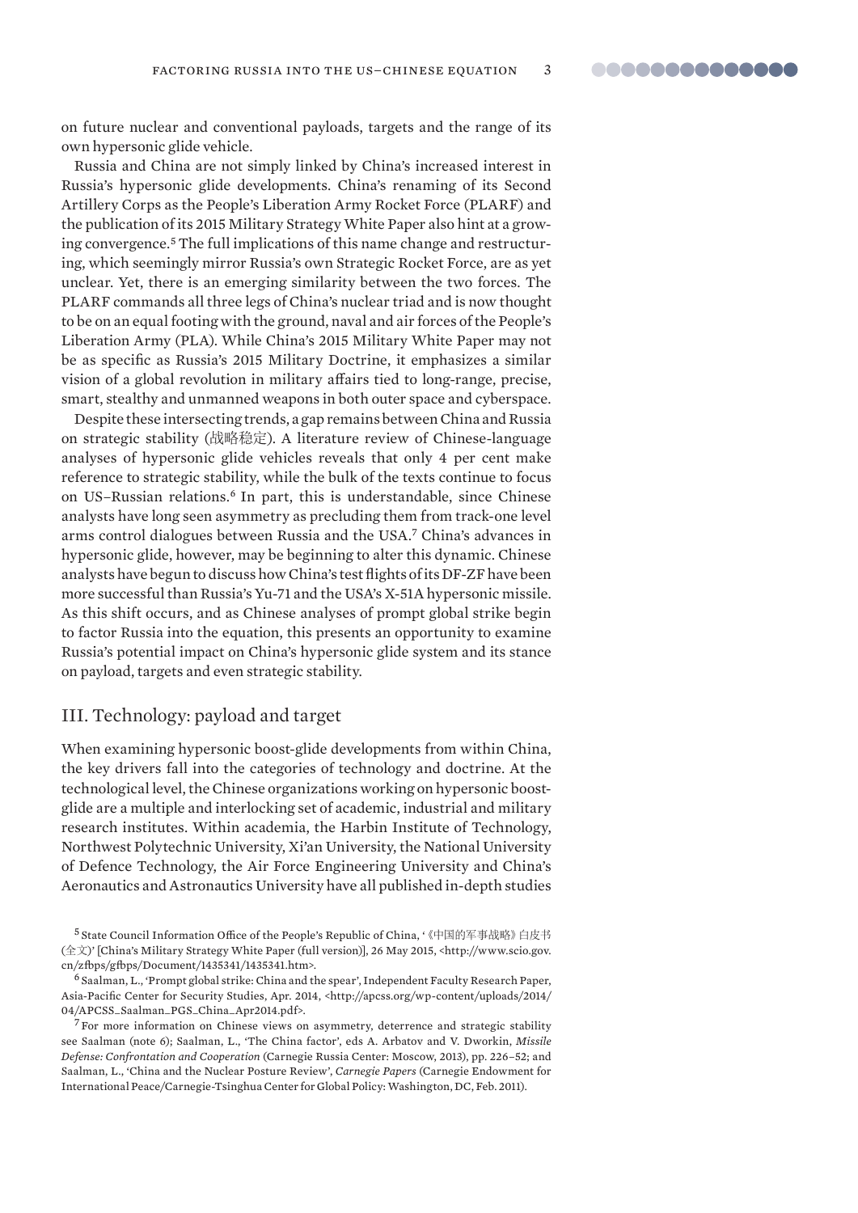on future nuclear and conventional payloads, targets and the range of its own hypersonic glide vehicle.

Russia and China are not simply linked by China's increased interest in Russia's hypersonic glide developments. China's renaming of its Second Artillery Corps as the People's Liberation Army Rocket Force (PLARF) and the publication of its 2015 Military Strategy White Paper also hint at a growing convergence.[5] The full implications of this name change and restructuring, which seemingly mirror Russia's own Strategic Rocket Force, are as yet unclear. Yet, there is an emerging similarity between the two forces. The PLARF commands all three legs of China's nuclear triad and is now thought to be on an equal footing with the ground, naval and air forces of the People's Liberation Army (PLA). While China's 2015 Military White Paper may not be as specific as Russia's 2015 Military Doctrine, it emphasizes a similar vision of a global revolution in military affairs tied to long-range, precise, smart, stealthy and unmanned weapons in both outer space and cyberspace.

Despite these intersecting trends, a gap remains between China and Russia on strategic stability (战略稳定). A literature review of Chinese-language analyses of hypersonic glide vehicles reveals that only 4 per cent make reference to strategic stability, while the bulk of the texts continue to focus on US–Russian relations.[6] In part, this is understandable, since Chinese analysts have long seen asymmetry as precluding them from track-one level arms control dialogues between Russia and the USA.[7] China's advances in hypersonic glide, however, may be beginning to alter this dynamic. Chinese analysts have begun to discuss how China's test flights of its DF-ZF have been more successful than Russia's Yu-71 and the USA's X-51A hypersonic missile. As this shift occurs, and as Chinese analyses of prompt global strike begin to factor Russia into the equation, this presents an opportunity to examine Russia's potential impact on China's hypersonic glide system and its stance on payload, targets and even strategic stability.

## III. Technology: payload and target

When examining hypersonic boost-glide developments from within China, the key drivers fall into the categories of technology and doctrine. At the technological level, the Chinese organizations working on hypersonic boost-glide are a multiple and interlocking set of academic, industrial and military research institutes. Within academia, the Harbin Institute of Technology, Northwest Polytechnic University, Xi'an University, the National University of Defence Technology, the Air Force Engineering University and China's Aeronautics and Astronautics University have all published in-depth studies

[5] State Council Information Office of the People's Republic of China, '《中国的军事战略》白皮书(全文)' [China's Military Strategy White Paper (full version)], 26 May 2015, <http://www.scio.gov.cn/zfbps/gfbps/Document/1435341/1435341.htm>.

[6] Saalman, L., 'Prompt global strike: China and the spear', Independent Faculty Research Paper, Asia-Pacific Center for Security Studies, Apr. 2014, <http://apcss.org/wp-content/uploads/2014/04/APCSS_Saalman_PGS_China_Apr2014.pdf>.

[7] For more information on Chinese views on asymmetry, deterrence and strategic stability see Saalman (note 6); Saalman, L., 'The China factor', eds A. Arbatov and V. Dworkin, *Missile Defense: Confrontation and Cooperation* (Carnegie Russia Center: Moscow, 2013), pp. 226–52; and Saalman, L., 'China and the Nuclear Posture Review', *Carnegie Papers* (Carnegie Endowment for International Peace/Carnegie-Tsinghua Center for Global Policy: Washington, DC, Feb. 2011).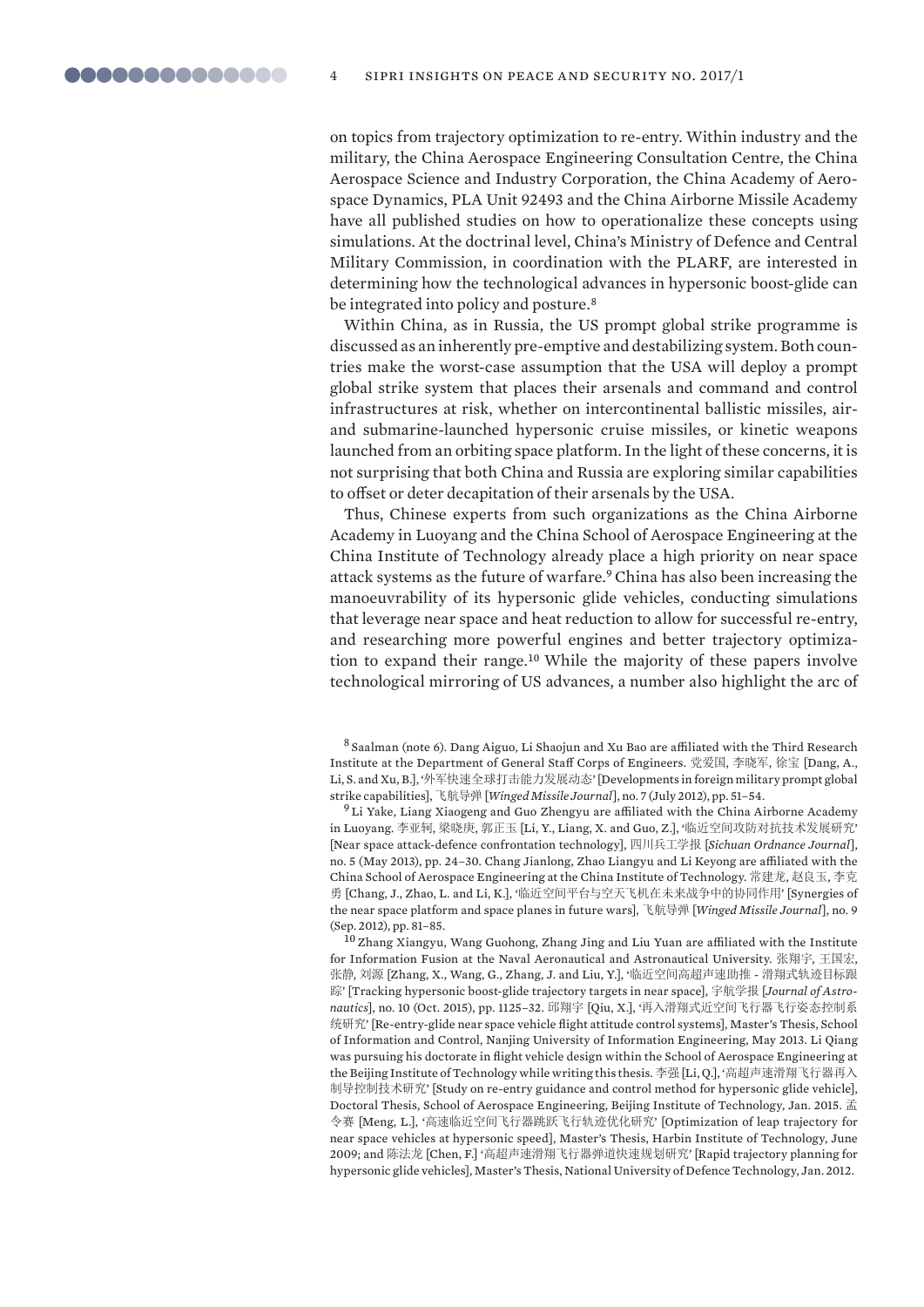on topics from trajectory optimization to re-entry. Within industry and the military, the China Aerospace Engineering Consultation Centre, the China Aerospace Science and Industry Corporation, the China Academy of Aerospace Dynamics, PLA Unit 92493 and the China Airborne Missile Academy have all published studies on how to operationalize these concepts using simulations. At the doctrinal level, China's Ministry of Defence and Central Military Commission, in coordination with the PLARF, are interested in determining how the technological advances in hypersonic boost-glide can be integrated into policy and posture.[8]

Within China, as in Russia, the US prompt global strike programme is discussed as an inherently pre-emptive and destabilizing system. Both countries make the worst-case assumption that the USA will deploy a prompt global strike system that places their arsenals and command and control infrastructures at risk, whether on intercontinental ballistic missiles, air- and submarine-launched hypersonic cruise missiles, or kinetic weapons launched from an orbiting space platform. In the light of these concerns, it is not surprising that both China and Russia are exploring similar capabilities to offset or deter decapitation of their arsenals by the USA.

Thus, Chinese experts from such organizations as the China Airborne Academy in Luoyang and the China School of Aerospace Engineering at the China Institute of Technology already place a high priority on near space attack systems as the future of warfare.[9] China has also been increasing the manoeuvrability of its hypersonic glide vehicles, conducting simulations that leverage near space and heat reduction to allow for successful re-entry, and researching more powerful engines and better trajectory optimization to expand their range.[10] While the majority of these papers involve technological mirroring of US advances, a number also highlight the arc of

[8] Saalman (note 6). Dang Aiguo, Li Shaojun and Xu Bao are affiliated with the Third Research Institute at the Department of General Staff Corps of Engineers. 党爱国, 李晓军, 徐宝 [Dang, A., Li, S. and Xu, B.], '外军快速全球打击能力发展动态' [Developments in foreign military prompt global strike capabilities], 飞航导弹 [*Winged Missile Journal*], no. 7 (July 2012), pp. 51–54.

[9] Li Yake, Liang Xiaogeng and Guo Zhengyu are affiliated with the China Airborne Academy in Luoyang. 李亚轲, 梁晓庚, 郭正玉 [Li, Y., Liang, X. and Guo, Z.], '临近空间攻防对抗技术发展研究' [Near space attack-defence confrontation technology], 四川兵工学报 [*Sichuan Ordnance Journal*], no. 5 (May 2013), pp. 24–30. Chang Jianlong, Zhao Liangyu and Li Keyong are affiliated with the China School of Aerospace Engineering at the China Institute of Technology. 常建龙, 赵良玉, 李克勇 [Chang, J., Zhao, L. and Li, K.], '临近空间平台与空天飞机在未来战争中的协同作用' [Synergies of the near space platform and space planes in future wars], 飞航导弹 [*Winged Missile Journal*], no. 9 (Sep. 2012), pp. 81–85.

[10] Zhang Xiangyu, Wang Guohong, Zhang Jing and Liu Yuan are affiliated with the Institute for Information Fusion at the Naval Aeronautical and Astronautical University. 张翔宇, 王国宏, 张静, 刘源 [Zhang, X., Wang, G., Zhang, J. and Liu, Y.], '临近空间高超声速助推 - 滑翔式轨迹目标跟踪' [Tracking hypersonic boost-glide trajectory targets in near space], 宇航学报 [*Journal of Astronautics*], no. 10 (Oct. 2015), pp. 1125–32. 邱翔宇 [Qiu, X.], '再入滑翔式近空间飞行器姿态控制系统研究' [Re-entry-glide near space vehicle flight attitude control systems], Master's Thesis, School of Information and Control, Nanjing University of Information Engineering, May 2013. Li Qiang was pursuing his doctorate in flight vehicle design within the School of Aerospace Engineering at the Beijing Institute of Technology while writing this thesis. 李强 [Li, Q.], '高超声速滑翔飞行器再入制导控制技术研究' [Study on re-entry guidance and control method for hypersonic glide vehicle], Doctoral Thesis, School of Aerospace Engineering, Beijing Institute of Technology, Jan. 2015. 孟令赛 [Meng, L.], '高速临近空间飞行器跳跃飞行轨迹优化研究' [Optimization of leap trajectory for near space vehicles at hypersonic speed], Master's Thesis, Harbin Institute of Technology, June 2009; and 陈法龙 [Chen, F.] '高超声速滑翔飞行器弹道快速规划研究' [Rapid trajectory planning for hypersonic glide vehicles], Master's Thesis, National University of Defence Technology, Jan. 2012.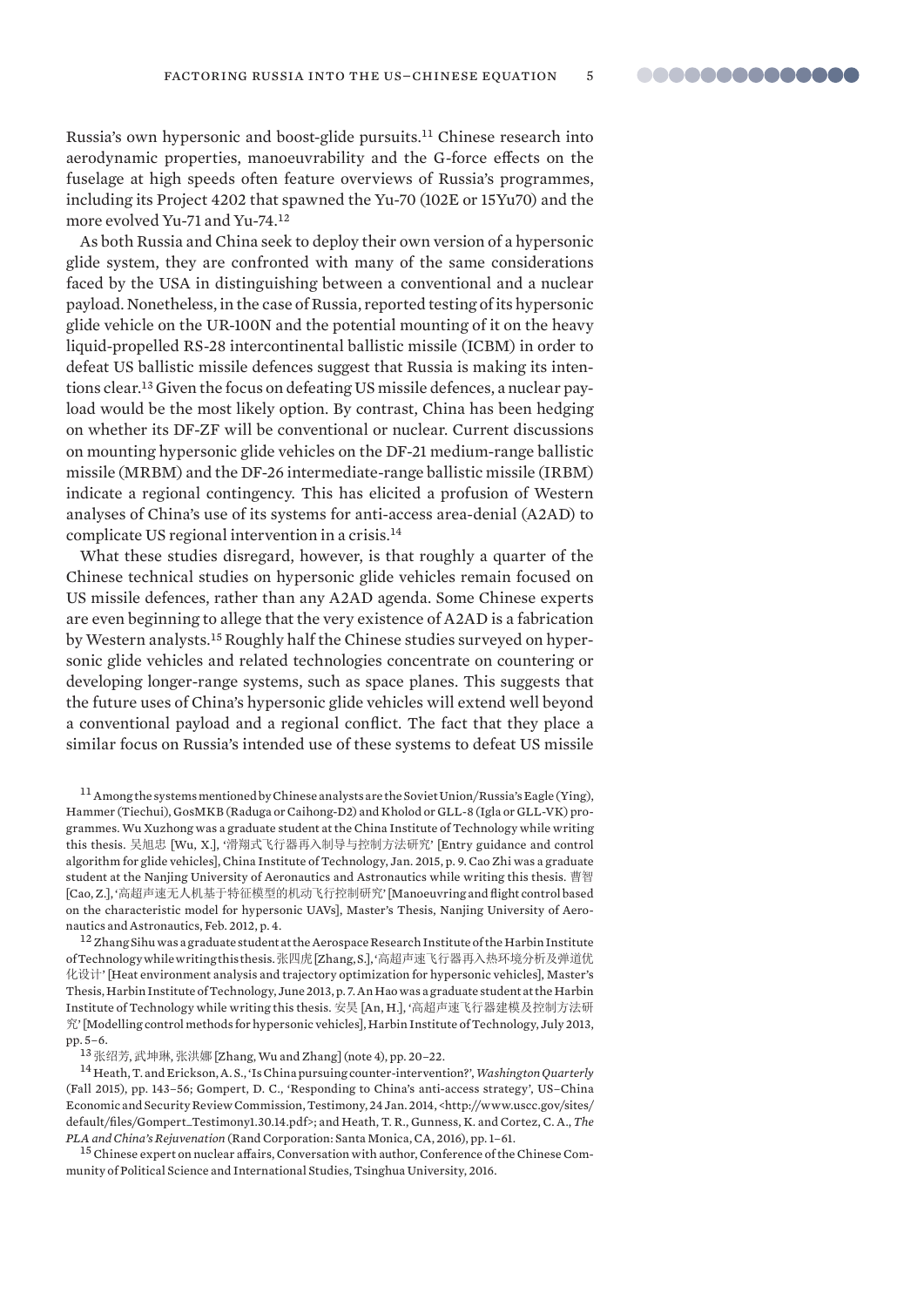Russia's own hypersonic and boost-glide pursuits.[11] Chinese research into aerodynamic properties, manoeuvrability and the G-force effects on the fuselage at high speeds often feature overviews of Russia's programmes, including its Project 4202 that spawned the Yu-70 (102E or 15Yu70) and the more evolved Yu-71 and Yu-74.[12]

As both Russia and China seek to deploy their own version of a hypersonic glide system, they are confronted with many of the same considerations faced by the USA in distinguishing between a conventional and a nuclear payload. Nonetheless, in the case of Russia, reported testing of its hypersonic glide vehicle on the UR-100N and the potential mounting of it on the heavy liquid-propelled RS-28 intercontinental ballistic missile (ICBM) in order to defeat US ballistic missile defences suggest that Russia is making its intentions clear.[13] Given the focus on defeating US missile defences, a nuclear payload would be the most likely option. By contrast, China has been hedging on whether its DF-ZF will be conventional or nuclear. Current discussions on mounting hypersonic glide vehicles on the DF-21 medium-range ballistic missile (MRBM) and the DF-26 intermediate-range ballistic missile (IRBM) indicate a regional contingency. This has elicited a profusion of Western analyses of China's use of its systems for anti-access area-denial (A2AD) to complicate US regional intervention in a crisis.[14]

What these studies disregard, however, is that roughly a quarter of the Chinese technical studies on hypersonic glide vehicles remain focused on US missile defences, rather than any A2AD agenda. Some Chinese experts are even beginning to allege that the very existence of A2AD is a fabrication by Western analysts.[15] Roughly half the Chinese studies surveyed on hypersonic glide vehicles and related technologies concentrate on countering or developing longer-range systems, such as space planes. This suggests that the future uses of China's hypersonic glide vehicles will extend well beyond a conventional payload and a regional conflict. The fact that they place a similar focus on Russia's intended use of these systems to defeat US missile

[11] Among the systems mentioned by Chinese analysts are the Soviet Union/Russia's Eagle (Ying), Hammer (Tiechui), GosMKB (Raduga or Caihong-D2) and Kholod or GLL-8 (Igla or GLL-VK) programmes. Wu Xuzhong was a graduate student at the China Institute of Technology while writing this thesis. 吴旭忠 [Wu, X.], '滑翔式飞行器再入制导与控制方法研究' [Entry guidance and control algorithm for glide vehicles], China Institute of Technology, Jan. 2015, p. 9. Cao Zhi was a graduate student at the Nanjing University of Aeronautics and Astronautics while writing this thesis. 曹智 [Cao, Z.], '高超声速无人机基于特征模型的机动飞行控制研究' [Manoeuvring and flight control based on the characteristic model for hypersonic UAVs], Master's Thesis, Nanjing University of Aeronautics and Astronautics, Feb. 2012, p. 4.

[12] Zhang Sihu was a graduate student at the Aerospace Research Institute of the Harbin Institute of Technology while writing this thesis. 张四虎 [Zhang, S.], '高超声速飞行器再入热环境分析及弹道优化设计' [Heat environment analysis and trajectory optimization for hypersonic vehicles], Master's Thesis, Harbin Institute of Technology, June 2013, p. 7. An Hao was a graduate student at the Harbin Institute of Technology while writing this thesis. 安昊 [An, H.], '高超声速飞行器建模及控制方法研究' [Modelling control methods for hypersonic vehicles], Harbin Institute of Technology, July 2013, pp. 5–6.

[13] 张绍芳, 武坤琳, 张洪娜 [Zhang, Wu and Zhang] (note 4), pp. 20–22.

[14] Heath, T. and Erickson, A. S., 'Is China pursuing counter-intervention?', *Washington Quarterly* (Fall 2015), pp. 143–56; Gompert, D. C., 'Responding to China's anti-access strategy', US–China Economic and Security Review Commission, Testimony, 24 Jan. 2014, <http://www.uscc.gov/sites/default/files/Gompert_Testimony1.30.14.pdf>; and Heath, T. R., Gunness, K. and Cortez, C. A., *The PLA and China's Rejuvenation* (Rand Corporation: Santa Monica, CA, 2016), pp. 1–61.

[15] Chinese expert on nuclear affairs, Conversation with author, Conference of the Chinese Community of Political Science and International Studies, Tsinghua University, 2016.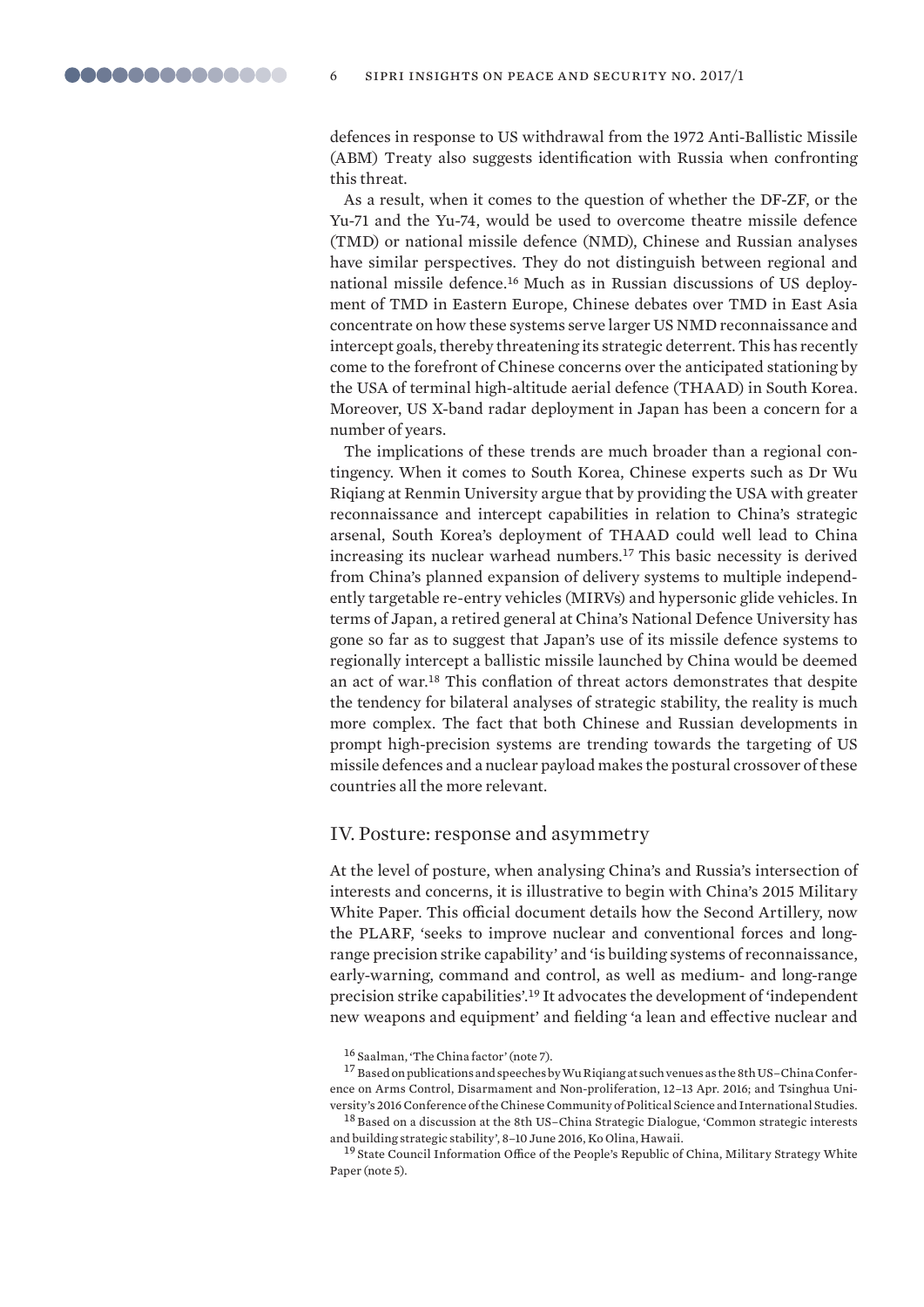defences in response to US withdrawal from the 1972 Anti-Ballistic Missile (ABM) Treaty also suggests identification with Russia when confronting this threat.

As a result, when it comes to the question of whether the DF-ZF, or the Yu-71 and the Yu-74, would be used to overcome theatre missile defence (TMD) or national missile defence (NMD), Chinese and Russian analyses have similar perspectives. They do not distinguish between regional and national missile defence.[16] Much as in Russian discussions of US deployment of TMD in Eastern Europe, Chinese debates over TMD in East Asia concentrate on how these systems serve larger US NMD reconnaissance and intercept goals, thereby threatening its strategic deterrent. This has recently come to the forefront of Chinese concerns over the anticipated stationing by the USA of terminal high-altitude aerial defence (THAAD) in South Korea. Moreover, US X-band radar deployment in Japan has been a concern for a number of years.

The implications of these trends are much broader than a regional contingency. When it comes to South Korea, Chinese experts such as Dr Wu Riqiang at Renmin University argue that by providing the USA with greater reconnaissance and intercept capabilities in relation to China's strategic arsenal, South Korea's deployment of THAAD could well lead to China increasing its nuclear warhead numbers.[17] This basic necessity is derived from China's planned expansion of delivery systems to multiple independently targetable re-entry vehicles (MIRVs) and hypersonic glide vehicles. In terms of Japan, a retired general at China's National Defence University has gone so far as to suggest that Japan's use of its missile defence systems to regionally intercept a ballistic missile launched by China would be deemed an act of war.[18] This conflation of threat actors demonstrates that despite the tendency for bilateral analyses of strategic stability, the reality is much more complex. The fact that both Chinese and Russian developments in prompt high-precision systems are trending towards the targeting of US missile defences and a nuclear payload makes the postural crossover of these countries all the more relevant.

## IV. Posture: response and asymmetry

At the level of posture, when analysing China's and Russia's intersection of interests and concerns, it is illustrative to begin with China's 2015 Military White Paper. This official document details how the Second Artillery, now the PLARF, 'seeks to improve nuclear and conventional forces and long-range precision strike capability' and 'is building systems of reconnaissance, early-warning, command and control, as well as medium- and long-range precision strike capabilities'.[19] It advocates the development of 'independent new weapons and equipment' and fielding 'a lean and effective nuclear and

[16] Saalman, 'The China factor' (note 7).

[17] Based on publications and speeches by Wu Riqiang at such venues as the 8th US–China Conference on Arms Control, Disarmament and Non-proliferation, 12–13 Apr. 2016; and Tsinghua University's 2016 Conference of the Chinese Community of Political Science and International Studies.

[18] Based on a discussion at the 8th US–China Strategic Dialogue, 'Common strategic interests and building strategic stability', 8–10 June 2016, Ko Olina, Hawaii.

[19] State Council Information Office of the People's Republic of China, Military Strategy White Paper (note 5).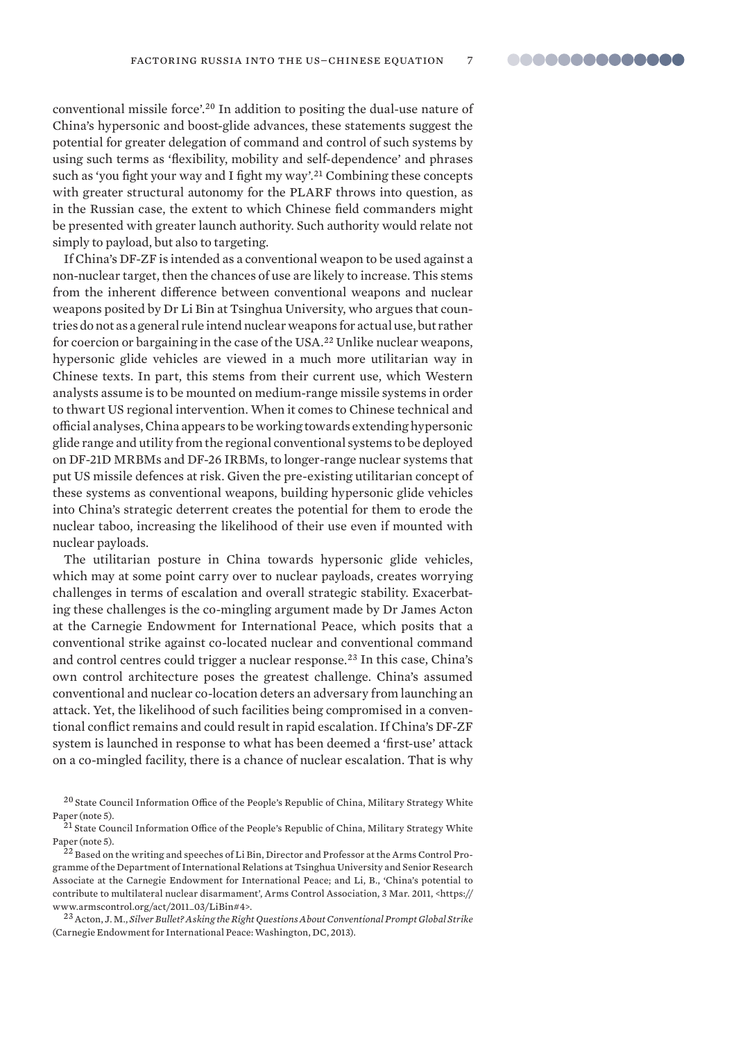conventional missile force'.[20] In addition to positing the dual-use nature of China's hypersonic and boost-glide advances, these statements suggest the potential for greater delegation of command and control of such systems by using such terms as 'flexibility, mobility and self-dependence' and phrases such as 'you fight your way and I fight my way'.[21] Combining these concepts with greater structural autonomy for the PLARF throws into question, as in the Russian case, the extent to which Chinese field commanders might be presented with greater launch authority. Such authority would relate not simply to payload, but also to targeting.

If China's DF-ZF is intended as a conventional weapon to be used against a non-nuclear target, then the chances of use are likely to increase. This stems from the inherent difference between conventional weapons and nuclear weapons posited by Dr Li Bin at Tsinghua University, who argues that countries do not as a general rule intend nuclear weapons for actual use, but rather for coercion or bargaining in the case of the USA.[22] Unlike nuclear weapons, hypersonic glide vehicles are viewed in a much more utilitarian way in Chinese texts. In part, this stems from their current use, which Western analysts assume is to be mounted on medium-range missile systems in order to thwart US regional intervention. When it comes to Chinese technical and official analyses, China appears to be working towards extending hypersonic glide range and utility from the regional conventional systems to be deployed on DF-21D MRBMs and DF-26 IRBMs, to longer-range nuclear systems that put US missile defences at risk. Given the pre-existing utilitarian concept of these systems as conventional weapons, building hypersonic glide vehicles into China's strategic deterrent creates the potential for them to erode the nuclear taboo, increasing the likelihood of their use even if mounted with nuclear payloads.

The utilitarian posture in China towards hypersonic glide vehicles, which may at some point carry over to nuclear payloads, creates worrying challenges in terms of escalation and overall strategic stability. Exacerbating these challenges is the co-mingling argument made by Dr James Acton at the Carnegie Endowment for International Peace, which posits that a conventional strike against co-located nuclear and conventional command and control centres could trigger a nuclear response.[23] In this case, China's own control architecture poses the greatest challenge. China's assumed conventional and nuclear co-location deters an adversary from launching an attack. Yet, the likelihood of such facilities being compromised in a conventional conflict remains and could result in rapid escalation. If China's DF-ZF system is launched in response to what has been deemed a 'first-use' attack on a co-mingled facility, there is a chance of nuclear escalation. That is why

[20] State Council Information Office of the People's Republic of China, Military Strategy White Paper (note 5).

[21] State Council Information Office of the People's Republic of China, Military Strategy White Paper (note 5).

[22] Based on the writing and speeches of Li Bin, Director and Professor at the Arms Control Programme of the Department of International Relations at Tsinghua University and Senior Research Associate at the Carnegie Endowment for International Peace; and Li, B., 'China's potential to contribute to multilateral nuclear disarmament', Arms Control Association, 3 Mar. 2011, <https://www.armscontrol.org/act/2011_03/LiBin#4>.

[23] Acton, J. M., *Silver Bullet? Asking the Right Questions About Conventional Prompt Global Strike* (Carnegie Endowment for International Peace: Washington, DC, 2013).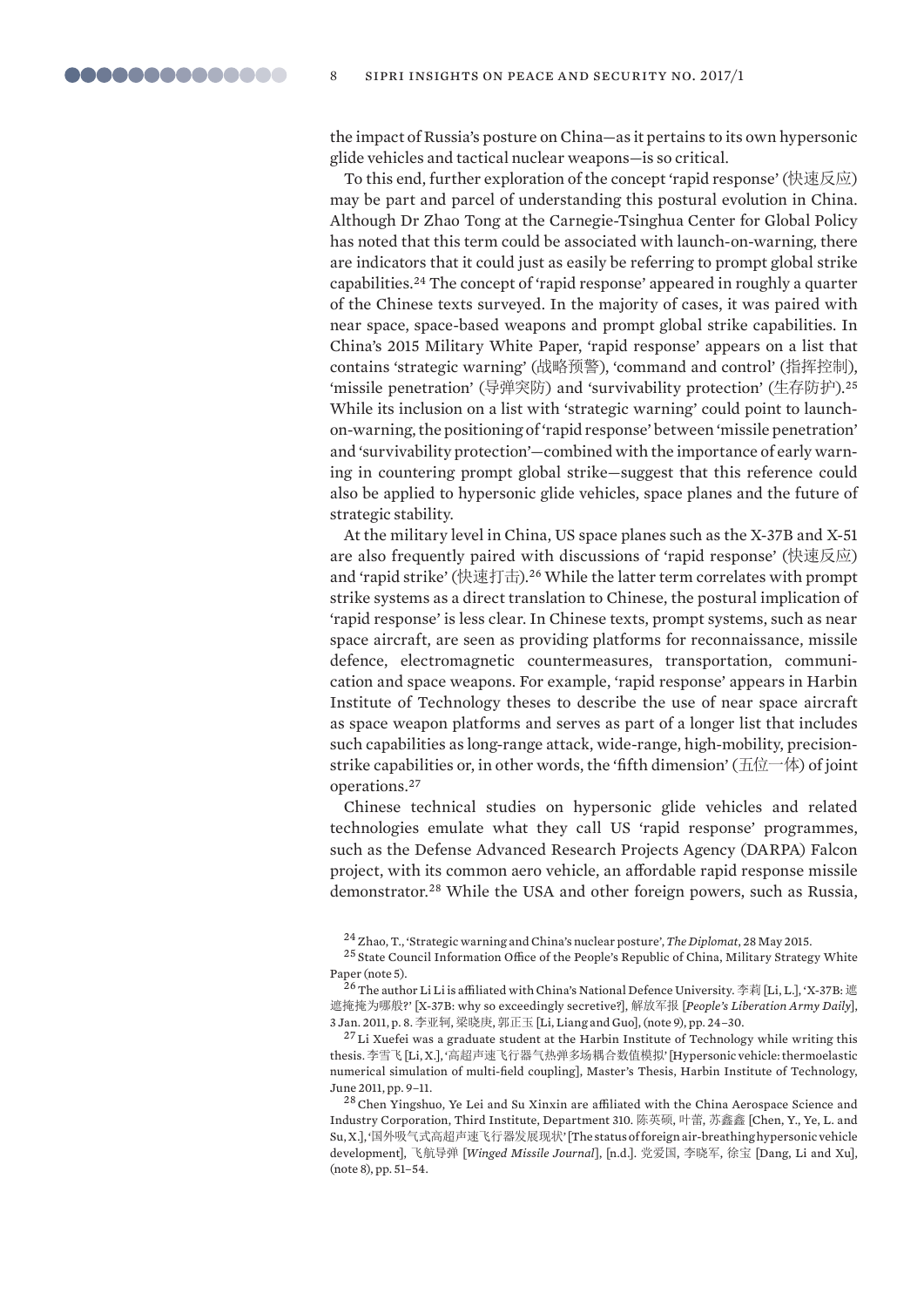the impact of Russia's posture on China—as it pertains to its own hypersonic glide vehicles and tactical nuclear weapons—is so critical.

To this end, further exploration of the concept 'rapid response' (快速反应) may be part and parcel of understanding this postural evolution in China. Although Dr Zhao Tong at the Carnegie-Tsinghua Center for Global Policy has noted that this term could be associated with launch-on-warning, there are indicators that it could just as easily be referring to prompt global strike capabilities.[24] The concept of 'rapid response' appeared in roughly a quarter of the Chinese texts surveyed. In the majority of cases, it was paired with near space, space-based weapons and prompt global strike capabilities. In China's 2015 Military White Paper, 'rapid response' appears on a list that contains 'strategic warning' (战略预警), 'command and control' (指挥控制), 'missile penetration' (导弹突防) and 'survivability protection' (生存防护).[25] While its inclusion on a list with 'strategic warning' could point to launch-on-warning, the positioning of 'rapid response' between 'missile penetration' and 'survivability protection'—combined with the importance of early warning in countering prompt global strike—suggest that this reference could also be applied to hypersonic glide vehicles, space planes and the future of strategic stability.

At the military level in China, US space planes such as the X-37B and X-51 are also frequently paired with discussions of 'rapid response' (快速反应) and 'rapid strike' (快速打击).[26] While the latter term correlates with prompt strike systems as a direct translation to Chinese, the postural implication of 'rapid response' is less clear. In Chinese texts, prompt systems, such as near space aircraft, are seen as providing platforms for reconnaissance, missile defence, electromagnetic countermeasures, transportation, communication and space weapons. For example, 'rapid response' appears in Harbin Institute of Technology theses to describe the use of near space aircraft as space weapon platforms and serves as part of a longer list that includes such capabilities as long-range attack, wide-range, high-mobility, precision-strike capabilities or, in other words, the 'fifth dimension' (五位一体) of joint operations.[27]

Chinese technical studies on hypersonic glide vehicles and related technologies emulate what they call US 'rapid response' programmes, such as the Defense Advanced Research Projects Agency (DARPA) Falcon project, with its common aero vehicle, an affordable rapid response missile demonstrator.[28] While the USA and other foreign powers, such as Russia,

[24] Zhao, T., 'Strategic warning and China's nuclear posture', *The Diplomat*, 28 May 2015.

[25] State Council Information Office of the People's Republic of China, Military Strategy White Paper (note 5).

[26] The author Li Li is affiliated with China's National Defence University. 李莉 [Li, L.], 'X-37B: 遮遮掩掩为哪般?' [X-37B: why so exceedingly secretive?], 解放军报 [*People's Liberation Army Daily*], 3 Jan. 2011, p. 8. 李亚轲, 梁晓庚, 郭正玉 [Li, Liang and Guo], (note 9), pp. 24–30.

[27] Li Xuefei was a graduate student at the Harbin Institute of Technology while writing this thesis. 李雪飞 [Li, X.], '高超声速飞行器气热弹多场耦合数值模拟' [Hypersonic vehicle: thermoelastic numerical simulation of multi-field coupling], Master's Thesis, Harbin Institute of Technology, June 2011, pp. 9–11.

[28] Chen Yingshuo, Ye Lei and Su Xinxin are affiliated with the China Aerospace Science and Industry Corporation, Third Institute, Department 310. 陈英硕, 叶蕾, 苏鑫鑫 [Chen, Y., Ye, L. and Su, X.], '国外吸气式高超声速飞行器发展现状' [The status of foreign air-breathing hypersonic vehicle development], 飞航导弹 [*Winged Missile Journal*], [n.d.]. 党爱国, 李晓军, 徐宝 [Dang, Li and Xu], (note 8), pp. 51–54.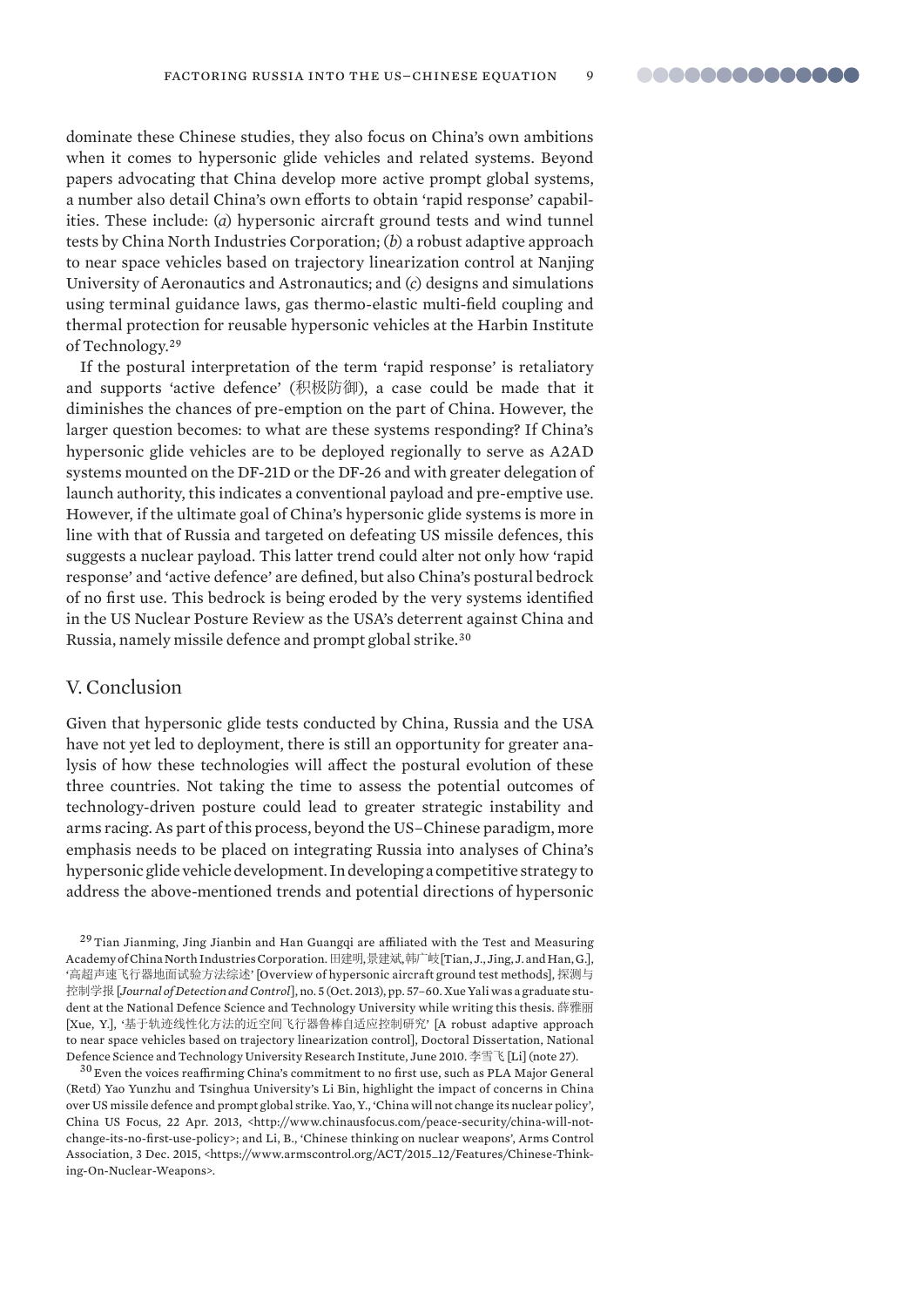dominate these Chinese studies, they also focus on China's own ambitions when it comes to hypersonic glide vehicles and related systems. Beyond papers advocating that China develop more active prompt global systems, a number also detail China's own efforts to obtain 'rapid response' capabilities. These include: (*a*) hypersonic aircraft ground tests and wind tunnel tests by China North Industries Corporation; (*b*) a robust adaptive approach to near space vehicles based on trajectory linearization control at Nanjing University of Aeronautics and Astronautics; and (*c*) designs and simulations using terminal guidance laws, gas thermo-elastic multi-field coupling and thermal protection for reusable hypersonic vehicles at the Harbin Institute of Technology.[29]

If the postural interpretation of the term 'rapid response' is retaliatory and supports 'active defence' (积极防御), a case could be made that it diminishes the chances of pre-emption on the part of China. However, the larger question becomes: to what are these systems responding? If China's hypersonic glide vehicles are to be deployed regionally to serve as A2AD systems mounted on the DF-21D or the DF-26 and with greater delegation of launch authority, this indicates a conventional payload and pre-emptive use. However, if the ultimate goal of China's hypersonic glide systems is more in line with that of Russia and targeted on defeating US missile defences, this suggests a nuclear payload. This latter trend could alter not only how 'rapid response' and 'active defence' are defined, but also China's postural bedrock of no first use. This bedrock is being eroded by the very systems identified in the US Nuclear Posture Review as the USA's deterrent against China and Russia, namely missile defence and prompt global strike.[30]

## V. Conclusion

Given that hypersonic glide tests conducted by China, Russia and the USA have not yet led to deployment, there is still an opportunity for greater analysis of how these technologies will affect the postural evolution of these three countries. Not taking the time to assess the potential outcomes of technology-driven posture could lead to greater strategic instability and arms racing. As part of this process, beyond the US–Chinese paradigm, more emphasis needs to be placed on integrating Russia into analyses of China's hypersonic glide vehicle development. In developing a competitive strategy to address the above-mentioned trends and potential directions of hypersonic

[29] Tian Jianming, Jing Jianbin and Han Guangqi are affiliated with the Test and Measuring Academy of China North Industries Corporation. 田建明, 景建斌, 韩广岐 [Tian, J., Jing, J. and Han, G.], '高超声速飞行器地面试验方法综述' [Overview of hypersonic aircraft ground test methods], 探测与控制学报 [*Journal of Detection and Control*], no. 5 (Oct. 2013), pp. 57–60. Xue Yali was a graduate student at the National Defence Science and Technology University while writing this thesis. 薛雅丽 [Xue, Y.], '基于轨迹线性化方法的近空间飞行器鲁棒自适应控制研究' [A robust adaptive approach to near space vehicles based on trajectory linearization control], Doctoral Dissertation, National Defence Science and Technology University Research Institute, June 2010. 李雪飞 [Li] (note 27).

[30] Even the voices reaffirming China's commitment to no first use, such as PLA Major General (Retd) Yao Yunzhu and Tsinghua University's Li Bin, highlight the impact of concerns in China over US missile defence and prompt global strike. Yao, Y., 'China will not change its nuclear policy', China US Focus, 22 Apr. 2013, <http://www.chinausfocus.com/peace-security/china-will-not-change-its-no-first-use-policy>; and Li, B., 'Chinese thinking on nuclear weapons', Arms Control Association, 3 Dec. 2015, <https://www.armscontrol.org/ACT/2015_12/Features/Chinese-Thinking-On-Nuclear-Weapons>.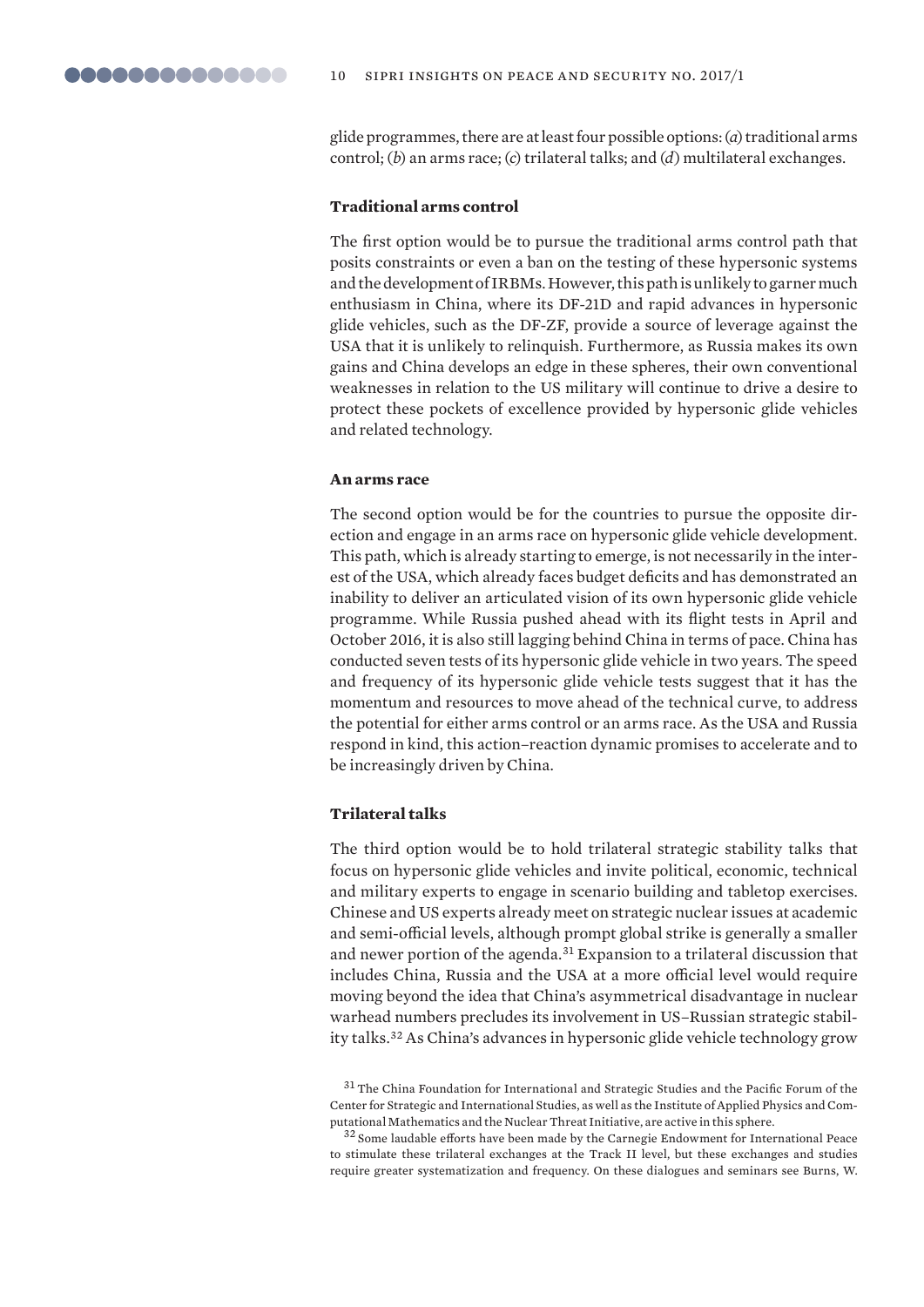glide programmes, there are at least four possible options: (*a*) traditional arms control; (*b*) an arms race; (*c*) trilateral talks; and (*d*) multilateral exchanges.

### Traditional arms control

The first option would be to pursue the traditional arms control path that posits constraints or even a ban on the testing of these hypersonic systems and the development of IRBMs. However, this path is unlikely to garner much enthusiasm in China, where its DF-21D and rapid advances in hypersonic glide vehicles, such as the DF-ZF, provide a source of leverage against the USA that it is unlikely to relinquish. Furthermore, as Russia makes its own gains and China develops an edge in these spheres, their own conventional weaknesses in relation to the US military will continue to drive a desire to protect these pockets of excellence provided by hypersonic glide vehicles and related technology.

### An arms race

The second option would be for the countries to pursue the opposite direction and engage in an arms race on hypersonic glide vehicle development. This path, which is already starting to emerge, is not necessarily in the interest of the USA, which already faces budget deficits and has demonstrated an inability to deliver an articulated vision of its own hypersonic glide vehicle programme. While Russia pushed ahead with its flight tests in April and October 2016, it is also still lagging behind China in terms of pace. China has conducted seven tests of its hypersonic glide vehicle in two years. The speed and frequency of its hypersonic glide vehicle tests suggest that it has the momentum and resources to move ahead of the technical curve, to address the potential for either arms control or an arms race. As the USA and Russia respond in kind, this action–reaction dynamic promises to accelerate and to be increasingly driven by China.

### Trilateral talks

The third option would be to hold trilateral strategic stability talks that focus on hypersonic glide vehicles and invite political, economic, technical and military experts to engage in scenario building and tabletop exercises. Chinese and US experts already meet on strategic nuclear issues at academic and semi-official levels, although prompt global strike is generally a smaller and newer portion of the agenda.[31] Expansion to a trilateral discussion that includes China, Russia and the USA at a more official level would require moving beyond the idea that China's asymmetrical disadvantage in nuclear warhead numbers precludes its involvement in US–Russian strategic stability talks.[32] As China's advances in hypersonic glide vehicle technology grow

[31] The China Foundation for International and Strategic Studies and the Pacific Forum of the Center for Strategic and International Studies, as well as the Institute of Applied Physics and Computational Mathematics and the Nuclear Threat Initiative, are active in this sphere.

[32] Some laudable efforts have been made by the Carnegie Endowment for International Peace to stimulate these trilateral exchanges at the Track II level, but these exchanges and studies require greater systematization and frequency. On these dialogues and seminars see Burns, W.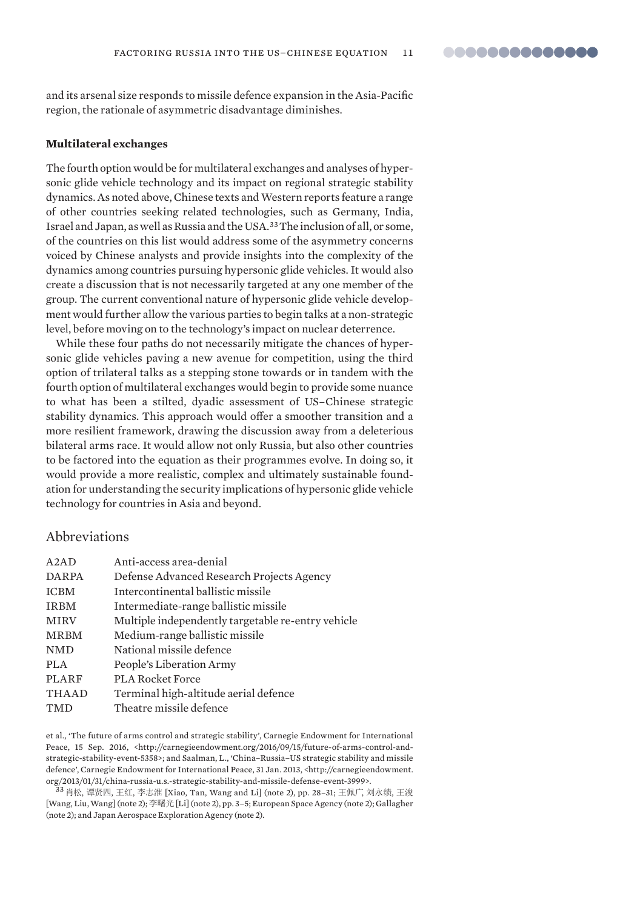and its arsenal size responds to missile defence expansion in the Asia-Pacific region, the rationale of asymmetric disadvantage diminishes.

**Multilateral exchanges**

The fourth option would be for multilateral exchanges and analyses of hypersonic glide vehicle technology and its impact on regional strategic stability dynamics. As noted above, Chinese texts and Western reports feature a range of other countries seeking related technologies, such as Germany, India, Israel and Japan, as well as Russia and the USA.[33] The inclusion of all, or some, of the countries on this list would address some of the asymmetry concerns voiced by Chinese analysts and provide insights into the complexity of the dynamics among countries pursuing hypersonic glide vehicles. It would also create a discussion that is not necessarily targeted at any one member of the group. The current conventional nature of hypersonic glide vehicle development would further allow the various parties to begin talks at a non-strategic level, before moving on to the technology's impact on nuclear deterrence.

While these four paths do not necessarily mitigate the chances of hypersonic glide vehicles paving a new avenue for competition, using the third option of trilateral talks as a stepping stone towards or in tandem with the fourth option of multilateral exchanges would begin to provide some nuance to what has been a stilted, dyadic assessment of US–Chinese strategic stability dynamics. This approach would offer a smoother transition and a more resilient framework, drawing the discussion away from a deleterious bilateral arms race. It would allow not only Russia, but also other countries to be factored into the equation as their programmes evolve. In doing so, it would provide a more realistic, complex and ultimately sustainable foundation for understanding the security implications of hypersonic glide vehicle technology for countries in Asia and beyond.

## Abbreviations

| | |
|---|---|
| A2AD | Anti-access area-denial |
| DARPA | Defense Advanced Research Projects Agency |
| ICBM | Intercontinental ballistic missile |
| IRBM | Intermediate-range ballistic missile |
| MIRV | Multiple independently targetable re-entry vehicle |
| MRBM | Medium-range ballistic missile |
| NMD | National missile defence |
| PLA | People's Liberation Army |
| PLARF | PLA Rocket Force |
| THAAD | Terminal high-altitude aerial defence |
| TMD | Theatre missile defence |

et al., 'The future of arms control and strategic stability', Carnegie Endowment for International Peace, 15 Sep. 2016, <http://carnegieendowment.org/2016/09/15/future-of-arms-control-and-strategic-stability-event-5358>; and Saalman, L., 'China–Russia–US strategic stability and missile defence', Carnegie Endowment for International Peace, 31 Jan. 2013, <http://carnegieendowment.org/2013/01/31/china-russia-u.s.-strategic-stability-and-missile-defense-event-3999>.

[33] 肖松, 谭贤四, 王红, 李志淮 [Xiao, Tan, Wang and Li] (note 2), pp. 28–31; 王佩广, 刘永绩, 王浚 [Wang, Liu, Wang] (note 2); 李曙光 [Li] (note 2), pp. 3–5; European Space Agency (note 2); Gallagher (note 2); and Japan Aerospace Exploration Agency (note 2).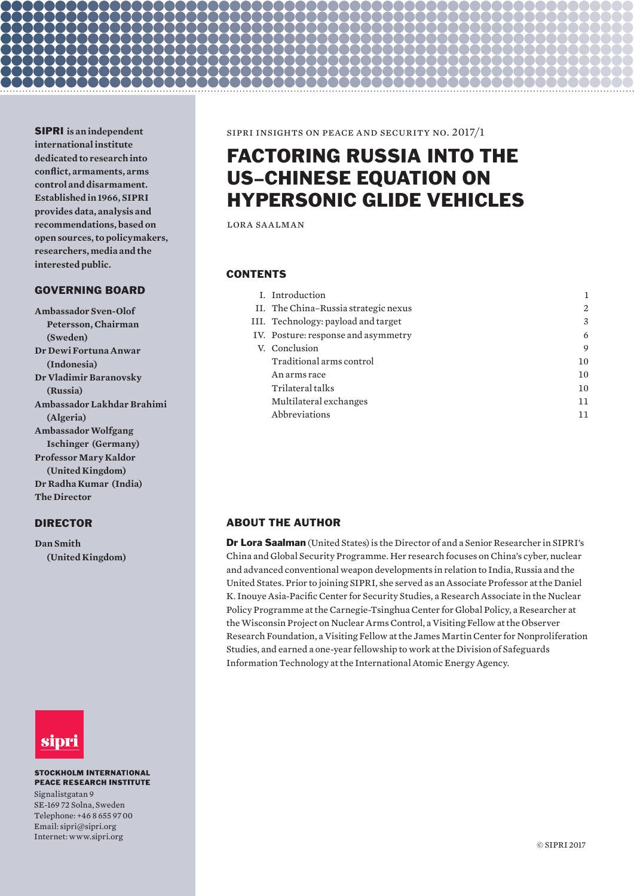**SIPRI** is an independent international institute dedicated to research into conflict, armaments, arms control and disarmament. Established in 1966, SIPRI provides data, analysis and recommendations, based on open sources, to policymakers, researchers, media and the interested public.

## GOVERNING BOARD

Ambassador Sven-Olof Petersson, Chairman (Sweden)
Dr Dewi Fortuna Anwar (Indonesia)
Dr Vladimir Baranovsky (Russia)
Ambassador Lakhdar Brahimi (Algeria)
Ambassador Wolfgang Ischinger (Germany)
Professor Mary Kaldor (United Kingdom)
Dr Radha Kumar (India)
The Director

## DIRECTOR

Dan Smith (United Kingdom)

**STOCKHOLM INTERNATIONAL PEACE RESEARCH INSTITUTE**
Signalistgatan 9
SE-169 72 Solna, Sweden
Telephone: +46 8 655 97 00
Email: sipri@sipri.org
Internet: www.sipri.org

SIPRI INSIGHTS ON PEACE AND SECURITY NO. 2017/1

# FACTORING RUSSIA INTO THE US–CHINESE EQUATION ON HYPERSONIC GLIDE VEHICLES

LORA SAALMAN

## CONTENTS

| | | |
|---|---|---|
| I. | Introduction | 1 |
| II. | The China–Russia strategic nexus | 2 |
| III. | Technology: payload and target | 3 |
| IV. | Posture: response and asymmetry | 6 |
| V. | Conclusion | 9 |
| | Traditional arms control | 10 |
| | An arms race | 10 |
| | Trilateral talks | 10 |
| | Multilateral exchanges | 11 |
| | Abbreviations | 11 |

## ABOUT THE AUTHOR

**Dr Lora Saalman** (United States) is the Director of and a Senior Researcher in SIPRI's China and Global Security Programme. Her research focuses on China's cyber, nuclear and advanced conventional weapon developments in relation to India, Russia and the United States. Prior to joining SIPRI, she served as an Associate Professor at the Daniel K. Inouye Asia-Pacific Center for Security Studies, a Research Associate in the Nuclear Policy Programme at the Carnegie-Tsinghua Center for Global Policy, a Researcher at the Wisconsin Project on Nuclear Arms Control, a Visiting Fellow at the Observer Research Foundation, a Visiting Fellow at the James Martin Center for Nonproliferation Studies, and earned a one-year fellowship to work at the Division of Safeguards Information Technology at the International Atomic Energy Agency.

© SIPRI 2017